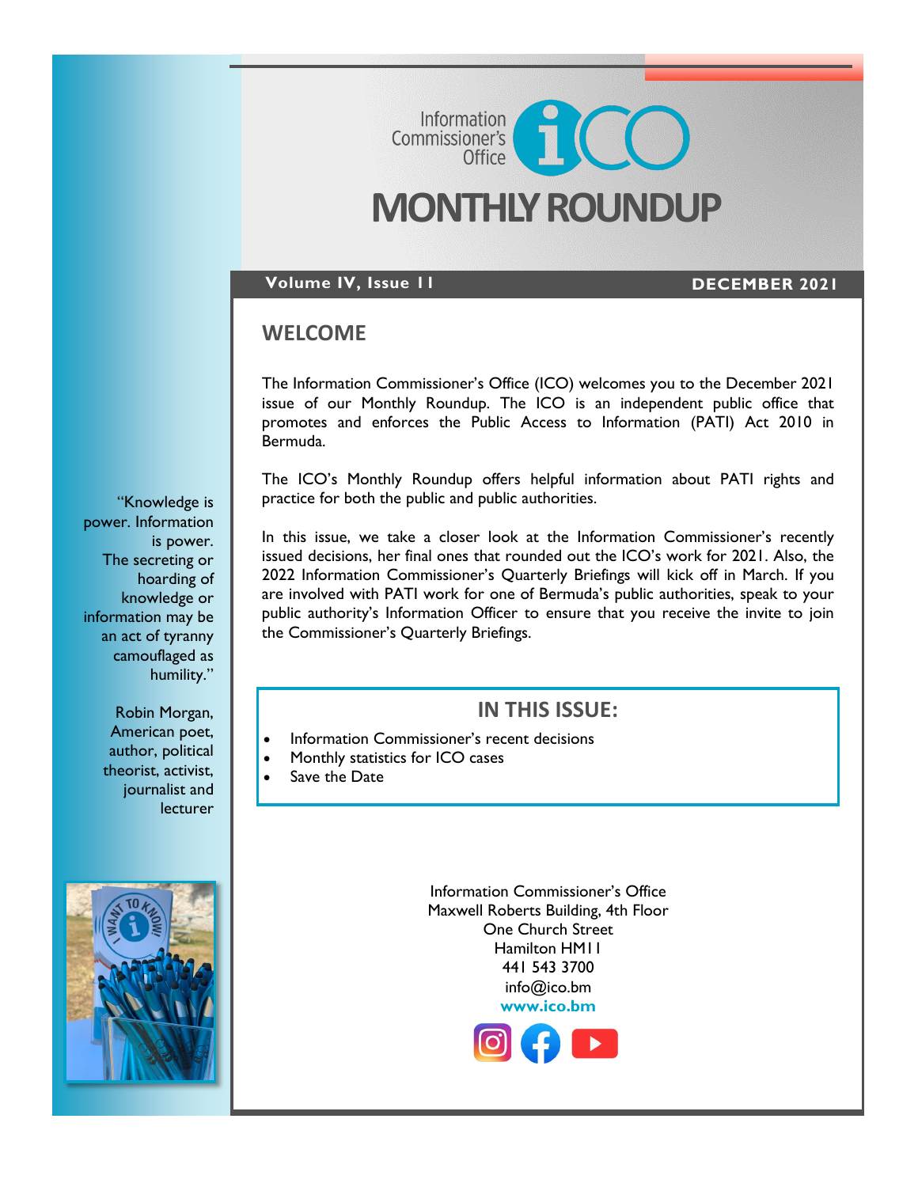Information Commissioner's Office

# MONTHLY ROUNDUP

**Volume IV, Issue 11** **DECEMBER 2021**

## WELCOME

The Information Commissioner's Office (ICO) welcomes you to the December 2021 issue of our Monthly Roundup. The ICO is an independent public office that promotes and enforces the Public Access to Information (PATI) Act 2010 in Bermuda.

The ICO's Monthly Roundup offers helpful information about PATI rights and practice for both the public and public authorities.

In this issue, we take a closer look at the Information Commissioner's recently issued decisions, her final ones that rounded out the ICO's work for 2021. Also, the 2022 Information Commissioner's Quarterly Briefings will kick off in March. If you are involved with PATI work for one of Bermuda's public authorities, speak to your public authority's Information Officer to ensure that you receive the invite to join the Commissioner's Quarterly Briefings.

"Knowledge is power. Information is power. The secreting or hoarding of knowledge or information may be an act of tyranny camouflaged as humility."

Robin Morgan, American poet, author, political theorist, activist, journalist and lecturer

## IN THIS ISSUE:

- Information Commissioner's recent decisions
- Monthly statistics for ICO cases
- Save the Date

Information Commissioner's Office
Maxwell Roberts Building, 4th Floor
One Church Street
Hamilton HM11
441 543 3700
info@ico.bm
**www.ico.bm**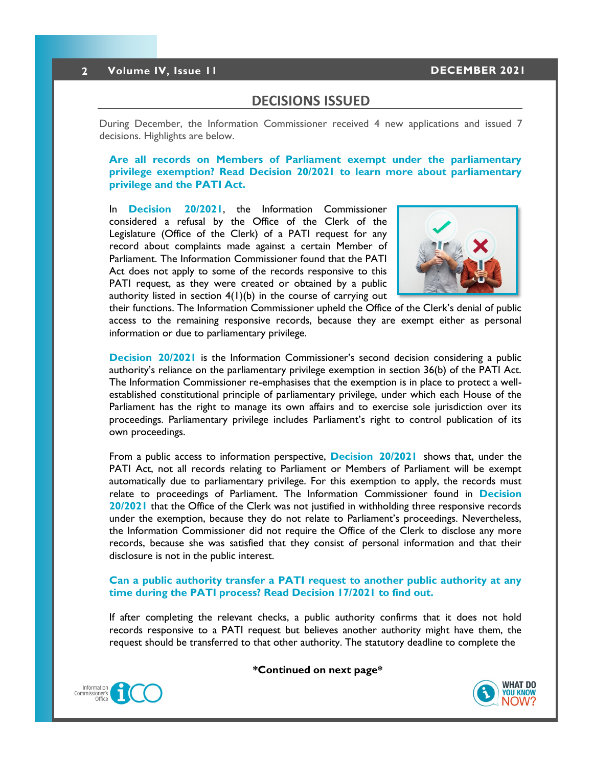## DECISIONS ISSUED

During December, the Information Commissioner received 4 new applications and issued 7 decisions. Highlights are below.

**Are all records on Members of Parliament exempt under the parliamentary privilege exemption? Read Decision 20/2021 to learn more about parliamentary privilege and the PATI Act.**

In **Decision 20/2021**, the Information Commissioner considered a refusal by the Office of the Clerk of the Legislature (Office of the Clerk) of a PATI request for any record about complaints made against a certain Member of Parliament. The Information Commissioner found that the PATI Act does not apply to some of the records responsive to this PATI request, as they were created or obtained by a public authority listed in section 4(1)(b) in the course of carrying out their functions. The Information Commissioner upheld the Office of the Clerk's denial of public access to the remaining responsive records, because they are exempt either as personal information or due to parliamentary privilege.

**Decision 20/2021** is the Information Commissioner's second decision considering a public authority's reliance on the parliamentary privilege exemption in section 36(b) of the PATI Act. The Information Commissioner re-emphasises that the exemption is in place to protect a well-established constitutional principle of parliamentary privilege, under which each House of the Parliament has the right to manage its own affairs and to exercise sole jurisdiction over its proceedings. Parliamentary privilege includes Parliament's right to control publication of its own proceedings.

From a public access to information perspective, **Decision 20/2021** shows that, under the PATI Act, not all records relating to Parliament or Members of Parliament will be exempt automatically due to parliamentary privilege. For this exemption to apply, the records must relate to proceedings of Parliament. The Information Commissioner found in **Decision 20/2021** that the Office of the Clerk was not justified in withholding three responsive records under the exemption, because they do not relate to Parliament's proceedings. Nevertheless, the Information Commissioner did not require the Office of the Clerk to disclose any more records, because she was satisfied that they consist of personal information and that their disclosure is not in the public interest.

**Can a public authority transfer a PATI request to another public authority at any time during the PATI process? Read Decision 17/2021 to find out.**

If after completing the relevant checks, a public authority confirms that it does not hold records responsive to a PATI request but believes another authority might have them, the request should be transferred to that other authority. The statutory deadline to complete the

***Continued on next page***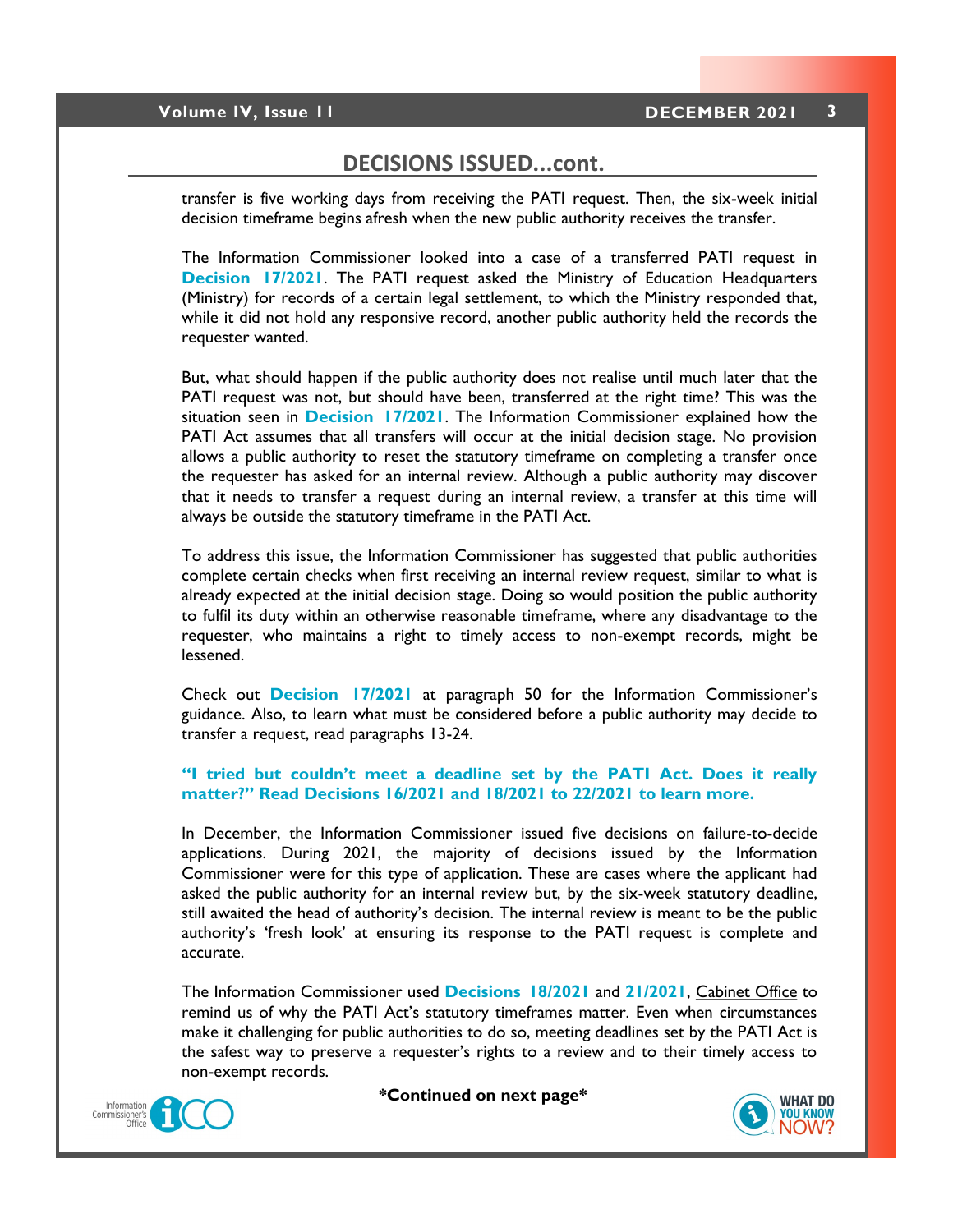## DECISIONS ISSUED…cont.

transfer is five working days from receiving the PATI request. Then, the six-week initial decision timeframe begins afresh when the new public authority receives the transfer.

The Information Commissioner looked into a case of a transferred PATI request in **Decision 17/2021**. The PATI request asked the Ministry of Education Headquarters (Ministry) for records of a certain legal settlement, to which the Ministry responded that, while it did not hold any responsive record, another public authority held the records the requester wanted.

But, what should happen if the public authority does not realise until much later that the PATI request was not, but should have been, transferred at the right time? This was the situation seen in **Decision 17/2021**. The Information Commissioner explained how the PATI Act assumes that all transfers will occur at the initial decision stage. No provision allows a public authority to reset the statutory timeframe on completing a transfer once the requester has asked for an internal review. Although a public authority may discover that it needs to transfer a request during an internal review, a transfer at this time will always be outside the statutory timeframe in the PATI Act.

To address this issue, the Information Commissioner has suggested that public authorities complete certain checks when first receiving an internal review request, similar to what is already expected at the initial decision stage. Doing so would position the public authority to fulfil its duty within an otherwise reasonable timeframe, where any disadvantage to the requester, who maintains a right to timely access to non-exempt records, might be lessened.

Check out **Decision 17/2021** at paragraph 50 for the Information Commissioner's guidance. Also, to learn what must be considered before a public authority may decide to transfer a request, read paragraphs 13-24.

### "I tried but couldn't meet a deadline set by the PATI Act. Does it really matter?" Read Decisions 16/2021 and 18/2021 to 22/2021 to learn more.

In December, the Information Commissioner issued five decisions on failure-to-decide applications. During 2021, the majority of decisions issued by the Information Commissioner were for this type of application. These are cases where the applicant had asked the public authority for an internal review but, by the six-week statutory deadline, still awaited the head of authority's decision. The internal review is meant to be the public authority's 'fresh look' at ensuring its response to the PATI request is complete and accurate.

The Information Commissioner used **Decisions 18/2021** and **21/2021**, Cabinet Office to remind us of why the PATI Act's statutory timeframes matter. Even when circumstances make it challenging for public authorities to do so, meeting deadlines set by the PATI Act is the safest way to preserve a requester's rights to a review and to their timely access to non-exempt records.

**\*Continued on next page\***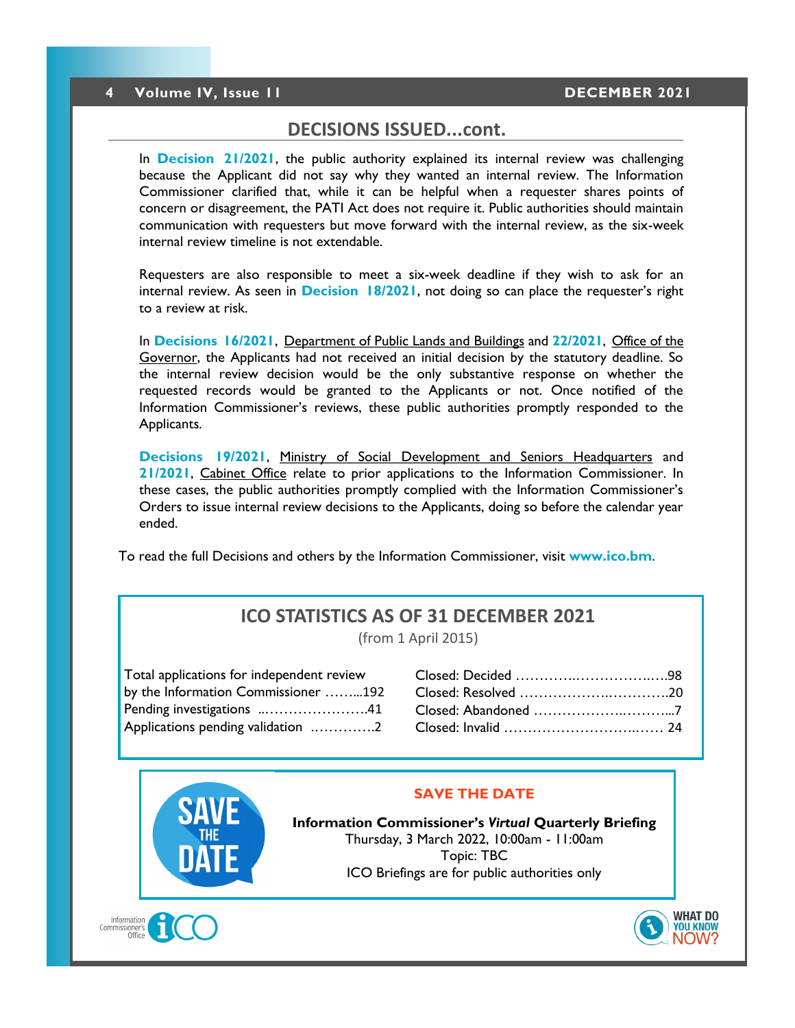## DECISIONS ISSUED...cont.

In **Decision 21/2021**, the public authority explained its internal review was challenging because the Applicant did not say why they wanted an internal review. The Information Commissioner clarified that, while it can be helpful when a requester shares points of concern or disagreement, the PATI Act does not require it. Public authorities should maintain communication with requesters but move forward with the internal review, as the six-week internal review timeline is not extendable.

Requesters are also responsible to meet a six-week deadline if they wish to ask for an internal review. As seen in **Decision 18/2021**, not doing so can place the requester's right to a review at risk.

In **Decisions 16/2021**, Department of Public Lands and Buildings and **22/2021**, Office of the Governor, the Applicants had not received an initial decision by the statutory deadline. So the internal review decision would be the only substantive response on whether the requested records would be granted to the Applicants or not. Once notified of the Information Commissioner's reviews, these public authorities promptly responded to the Applicants.

**Decisions 19/2021**, Ministry of Social Development and Seniors Headquarters and **21/2021**, Cabinet Office relate to prior applications to the Information Commissioner. In these cases, the public authorities promptly complied with the Information Commissioner's Orders to issue internal review decisions to the Applicants, doing so before the calendar year ended.

To read the full Decisions and others by the Information Commissioner, visit **www.ico.bm**.

## ICO STATISTICS AS OF 31 DECEMBER 2021

(from 1 April 2015)

Total applications for independent review by the Information Commissioner ……...192
Pending investigations ..…………………..41
Applications pending validation …………..2

Closed: Decided …………..……………..….98
Closed: Resolved ……………….………….20
Closed: Abandoned ………………..……...7
Closed: Invalid ……………………….…… 24

## SAVE THE DATE

**Information Commissioner's *Virtual* Quarterly Briefing**
Thursday, 3 March 2022, 10:00am - 11:00am
Topic: TBC
ICO Briefings are for public authorities only